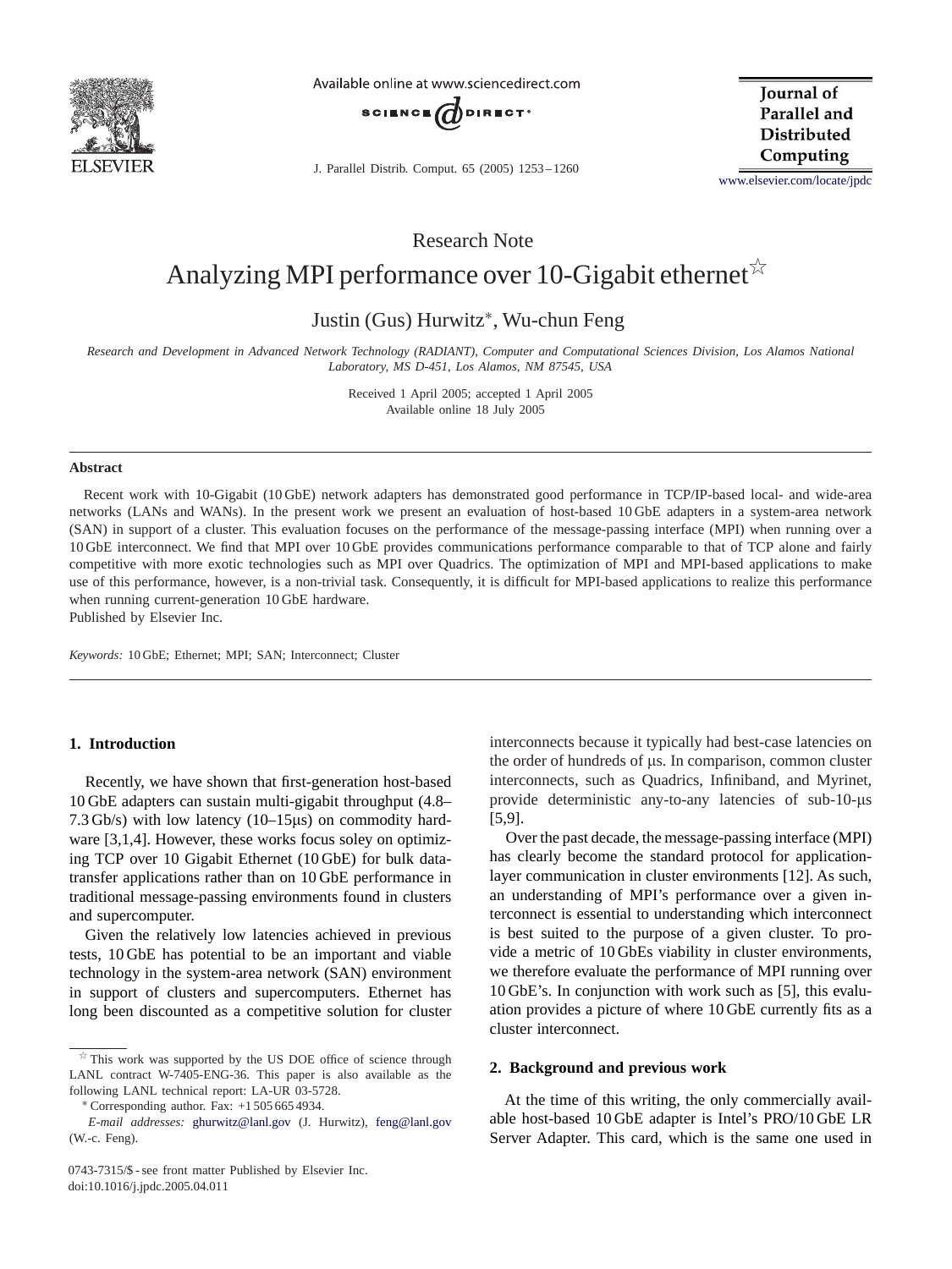Research Note

# Analyzing MPI performance over 10-Gigabit ethernet☆

Justin (Gus) Hurwitz*, Wu-chun Feng

*Research and Development in Advanced Network Technology (RADIANT), Computer and Computational Sciences Division, Los Alamos National Laboratory, MS D-451, Los Alamos, NM 87545, USA*

Received 1 April 2005; accepted 1 April 2005
Available online 18 July 2005

## Abstract

Recent work with 10-Gigabit (10 GbE) network adapters has demonstrated good performance in TCP/IP-based local- and wide-area networks (LANs and WANs). In the present work we present an evaluation of host-based 10 GbE adapters in a system-area network (SAN) in support of a cluster. This evaluation focuses on the performance of the message-passing interface (MPI) when running over a 10 GbE interconnect. We find that MPI over 10 GbE provides communications performance comparable to that of TCP alone and fairly competitive with more exotic technologies such as MPI over Quadrics. The optimization of MPI and MPI-based applications to make use of this performance, however, is a non-trivial task. Consequently, it is difficult for MPI-based applications to realize this performance when running current-generation 10 GbE hardware.
Published by Elsevier Inc.

*Keywords:* 10 GbE; Ethernet; MPI; SAN; Interconnect; Cluster

## 1. Introduction

Recently, we have shown that first-generation host-based 10 GbE adapters can sustain multi-gigabit throughput (4.8–7.3 Gb/s) with low latency (10–15μs) on commodity hardware [3,1,4]. However, these works focus soley on optimizing TCP over 10 Gigabit Ethernet (10 GbE) for bulk data-transfer applications rather than on 10 GbE performance in traditional message-passing environments found in clusters and supercomputer.

Given the relatively low latencies achieved in previous tests, 10 GbE has potential to be an important and viable technology in the system-area network (SAN) environment in support of clusters and supercomputers. Ethernet has long been discounted as a competitive solution for cluster interconnects because it typically had best-case latencies on the order of hundreds of μs. In comparison, common cluster interconnects, such as Quadrics, Infiniband, and Myrinet, provide deterministic any-to-any latencies of sub-10-μs [5,9].

Over the past decade, the message-passing interface (MPI) has clearly become the standard protocol for application-layer communication in cluster environments [12]. As such, an understanding of MPI's performance over a given interconnect is essential to understanding which interconnect is best suited to the purpose of a given cluster. To provide a metric of 10 GbEs viability in cluster environments, we therefore evaluate the performance of MPI running over 10 GbE's. In conjunction with work such as [5], this evaluation provides a picture of where 10 GbE currently fits as a cluster interconnect.

## 2. Background and previous work

At the time of this writing, the only commercially available host-based 10 GbE adapter is Intel's PRO/10 GbE LR Server Adapter. This card, which is the same one used in

---

☆ This work was supported by the US DOE office of science through LANL contract W-7405-ENG-36. This paper is also available as the following LANL technical report: LA-UR 03-5728.

* Corresponding author. Fax: +1 505 665 4934.

*E-mail addresses:* ghurwitz@lanl.gov (J. Hurwitz), feng@lanl.gov (W.-c. Feng).

0743-7315/$ - see front matter Published by Elsevier Inc.
doi:10.1016/j.jpdc.2005.04.011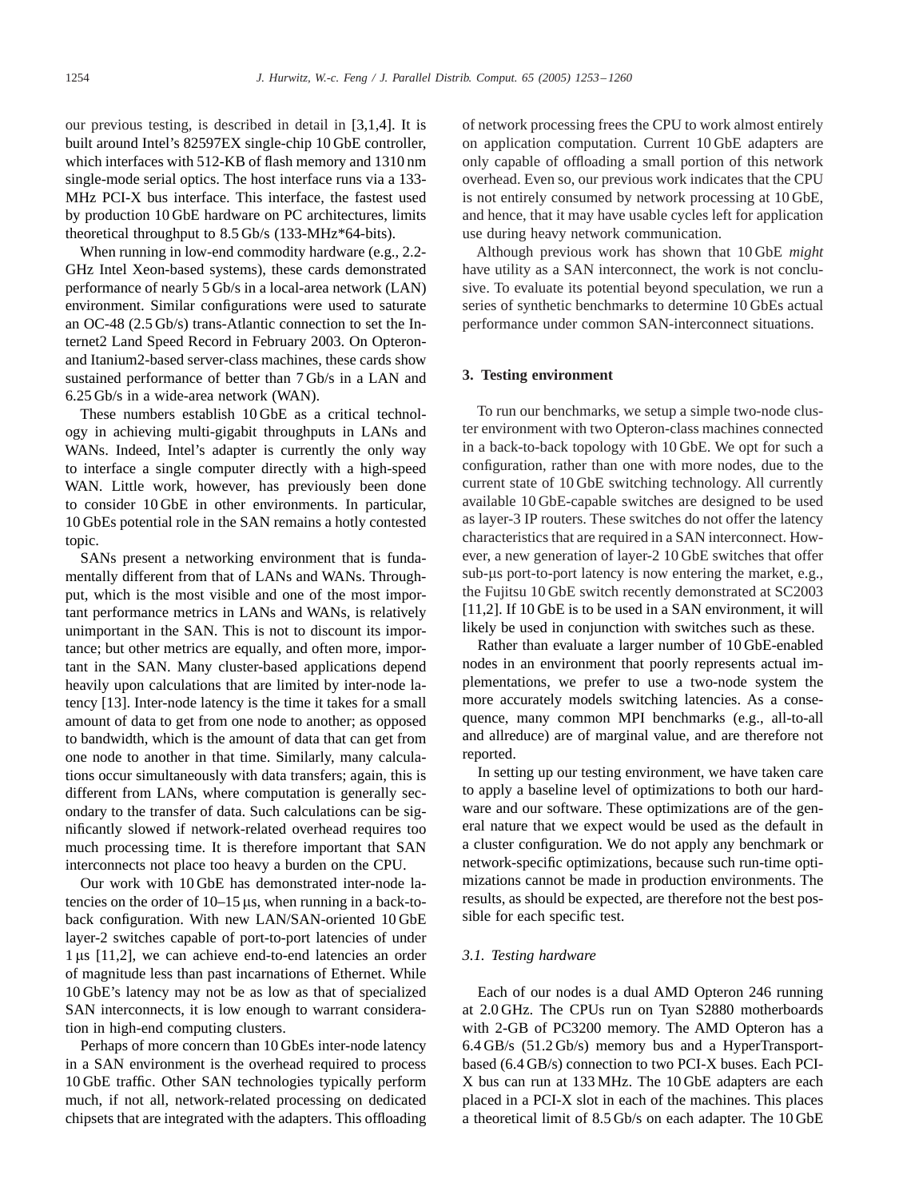our previous testing, is described in detail in [3,1,4]. It is built around Intel's 82597EX single-chip 10 GbE controller, which interfaces with 512-KB of flash memory and 1310 nm single-mode serial optics. The host interface runs via a 133-MHz PCI-X bus interface. This interface, the fastest used by production 10 GbE hardware on PC architectures, limits theoretical throughput to 8.5 Gb/s (133-MHz*64-bits).

When running in low-end commodity hardware (e.g., 2.2-GHz Intel Xeon-based systems), these cards demonstrated performance of nearly 5 Gb/s in a local-area network (LAN) environment. Similar configurations were used to saturate an OC-48 (2.5 Gb/s) trans-Atlantic connection to set the Internet2 Land Speed Record in February 2003. On Opteron- and Itanium2-based server-class machines, these cards show sustained performance of better than 7 Gb/s in a LAN and 6.25 Gb/s in a wide-area network (WAN).

These numbers establish 10 GbE as a critical technology in achieving multi-gigabit throughputs in LANs and WANs. Indeed, Intel's adapter is currently the only way to interface a single computer directly with a high-speed WAN. Little work, however, has previously been done to consider 10 GbE in other environments. In particular, 10 GbEs potential role in the SAN remains a hotly contested topic.

SANs present a networking environment that is fundamentally different from that of LANs and WANs. Throughput, which is the most visible and one of the most important performance metrics in LANs and WANs, is relatively unimportant in the SAN. This is not to discount its importance; but other metrics are equally, and often more, important in the SAN. Many cluster-based applications depend heavily upon calculations that are limited by inter-node latency [13]. Inter-node latency is the time it takes for a small amount of data to get from one node to another; as opposed to bandwidth, which is the amount of data that can get from one node to another in that time. Similarly, many calculations occur simultaneously with data transfers; again, this is different from LANs, where computation is generally secondary to the transfer of data. Such calculations can be significantly slowed if network-related overhead requires too much processing time. It is therefore important that SAN interconnects not place too heavy a burden on the CPU.

Our work with 10 GbE has demonstrated inter-node latencies on the order of 10–15 μs, when running in a back-to-back configuration. With new LAN/SAN-oriented 10 GbE layer-2 switches capable of port-to-port latencies of under 1 μs [11,2], we can achieve end-to-end latencies an order of magnitude less than past incarnations of Ethernet. While 10 GbE's latency may not be as low as that of specialized SAN interconnects, it is low enough to warrant consideration in high-end computing clusters.

Perhaps of more concern than 10 GbEs inter-node latency in a SAN environment is the overhead required to process 10 GbE traffic. Other SAN technologies typically perform much, if not all, network-related processing on dedicated chipsets that are integrated with the adapters. This offloading of network processing frees the CPU to work almost entirely on application computation. Current 10 GbE adapters are only capable of offloading a small portion of this network overhead. Even so, our previous work indicates that the CPU is not entirely consumed by network processing at 10 GbE, and hence, that it may have usable cycles left for application use during heavy network communication.

Although previous work has shown that 10 GbE *might* have utility as a SAN interconnect, the work is not conclusive. To evaluate its potential beyond speculation, we run a series of synthetic benchmarks to determine 10 GbEs actual performance under common SAN-interconnect situations.

## 3. Testing environment

To run our benchmarks, we setup a simple two-node cluster environment with two Opteron-class machines connected in a back-to-back topology with 10 GbE. We opt for such a configuration, rather than one with more nodes, due to the current state of 10 GbE switching technology. All currently available 10 GbE-capable switches are designed to be used as layer-3 IP routers. These switches do not offer the latency characteristics that are required in a SAN interconnect. However, a new generation of layer-2 10 GbE switches that offer sub-μs port-to-port latency is now entering the market, e.g., the Fujitsu 10 GbE switch recently demonstrated at SC2003 [11,2]. If 10 GbE is to be used in a SAN environment, it will likely be used in conjunction with switches such as these.

Rather than evaluate a larger number of 10 GbE-enabled nodes in an environment that poorly represents actual implementations, we prefer to use a two-node system the more accurately models switching latencies. As a consequence, many common MPI benchmarks (e.g., all-to-all and allreduce) are of marginal value, and are therefore not reported.

In setting up our testing environment, we have taken care to apply a baseline level of optimizations to both our hardware and our software. These optimizations are of the general nature that we expect would be used as the default in a cluster configuration. We do not apply any benchmark or network-specific optimizations, because such run-time optimizations cannot be made in production environments. The results, as should be expected, are therefore not the best possible for each specific test.

### 3.1. Testing hardware

Each of our nodes is a dual AMD Opteron 246 running at 2.0 GHz. The CPUs run on Tyan S2880 motherboards with 2-GB of PC3200 memory. The AMD Opteron has a 6.4 GB/s (51.2 Gb/s) memory bus and a HyperTransport-based (6.4 GB/s) connection to two PCI-X buses. Each PCI-X bus can run at 133 MHz. The 10 GbE adapters are each placed in a PCI-X slot in each of the machines. This places a theoretical limit of 8.5 Gb/s on each adapter. The 10 GbE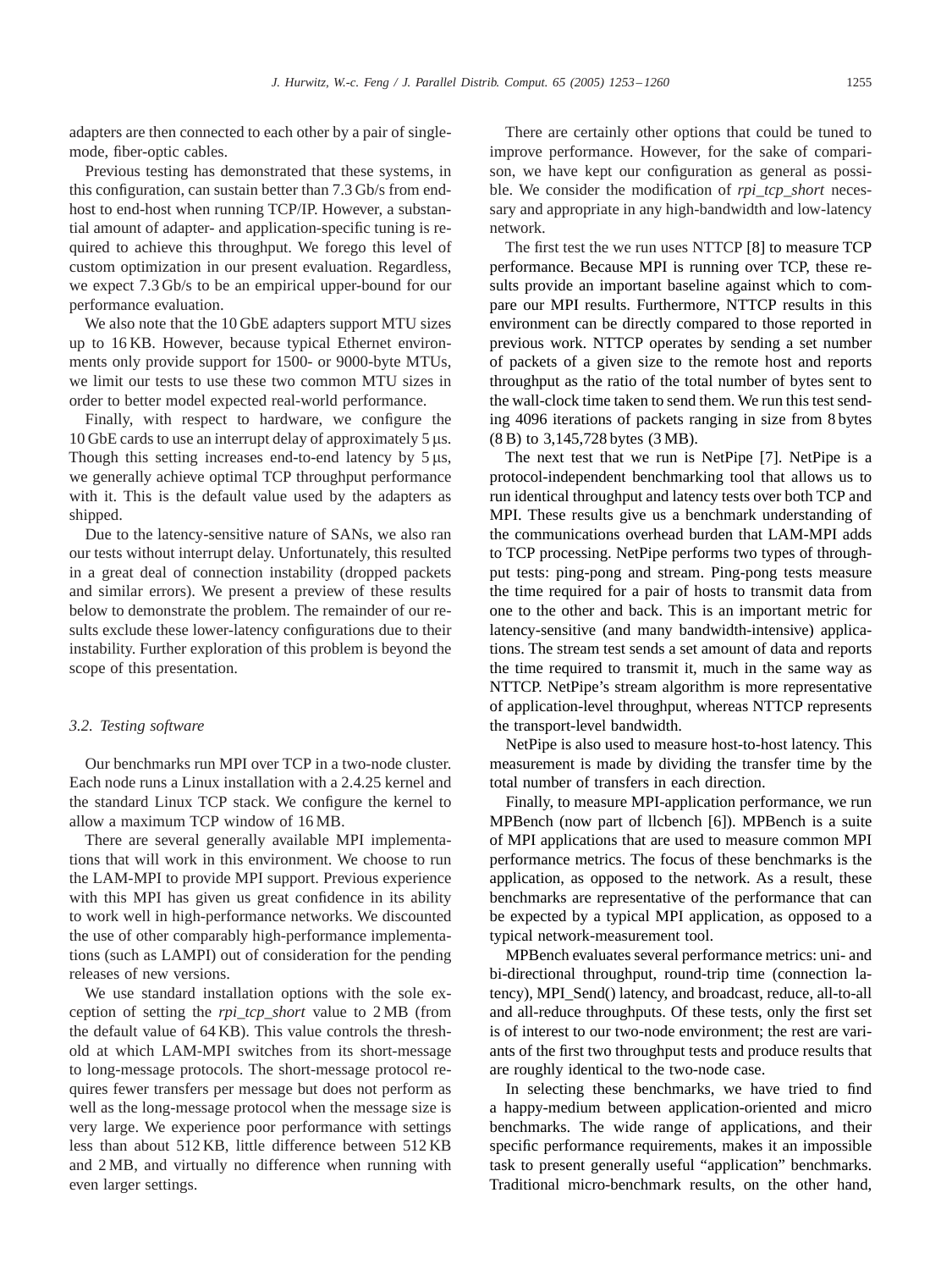adapters are then connected to each other by a pair of single-mode, fiber-optic cables.

Previous testing has demonstrated that these systems, in this configuration, can sustain better than 7.3 Gb/s from end-host to end-host when running TCP/IP. However, a substantial amount of adapter- and application-specific tuning is required to achieve this throughput. We forego this level of custom optimization in our present evaluation. Regardless, we expect 7.3 Gb/s to be an empirical upper-bound for our performance evaluation.

We also note that the 10 GbE adapters support MTU sizes up to 16 KB. However, because typical Ethernet environments only provide support for 1500- or 9000-byte MTUs, we limit our tests to use these two common MTU sizes in order to better model expected real-world performance.

Finally, with respect to hardware, we configure the 10 GbE cards to use an interrupt delay of approximately 5 μs. Though this setting increases end-to-end latency by 5 μs, we generally achieve optimal TCP throughput performance with it. This is the default value used by the adapters as shipped.

Due to the latency-sensitive nature of SANs, we also ran our tests without interrupt delay. Unfortunately, this resulted in a great deal of connection instability (dropped packets and similar errors). We present a preview of these results below to demonstrate the problem. The remainder of our results exclude these lower-latency configurations due to their instability. Further exploration of this problem is beyond the scope of this presentation.

### 3.2. Testing software

Our benchmarks run MPI over TCP in a two-node cluster. Each node runs a Linux installation with a 2.4.25 kernel and the standard Linux TCP stack. We configure the kernel to allow a maximum TCP window of 16 MB.

There are several generally available MPI implementations that will work in this environment. We choose to run the LAM-MPI to provide MPI support. Previous experience with this MPI has given us great confidence in its ability to work well in high-performance networks. We discounted the use of other comparably high-performance implementations (such as LAMPI) out of consideration for the pending releases of new versions.

We use standard installation options with the sole exception of setting the *rpi_tcp_short* value to 2 MB (from the default value of 64 KB). This value controls the threshold at which LAM-MPI switches from its short-message to long-message protocols. The short-message protocol requires fewer transfers per message but does not perform as well as the long-message protocol when the message size is very large. We experience poor performance with settings less than about 512 KB, little difference between 512 KB and 2 MB, and virtually no difference when running with even larger settings.

There are certainly other options that could be tuned to improve performance. However, for the sake of comparison, we have kept our configuration as general as possible. We consider the modification of *rpi_tcp_short* necessary and appropriate in any high-bandwidth and low-latency network.

The first test the we run uses NTTCP [8] to measure TCP performance. Because MPI is running over TCP, these results provide an important baseline against which to compare our MPI results. Furthermore, NTTCP results in this environment can be directly compared to those reported in previous work. NTTCP operates by sending a set number of packets of a given size to the remote host and reports throughput as the ratio of the total number of bytes sent to the wall-clock time taken to send them. We run this test sending 4096 iterations of packets ranging in size from 8 bytes (8 B) to 3,145,728 bytes (3 MB).

The next test that we run is NetPipe [7]. NetPipe is a protocol-independent benchmarking tool that allows us to run identical throughput and latency tests over both TCP and MPI. These results give us a benchmark understanding of the communications overhead burden that LAM-MPI adds to TCP processing. NetPipe performs two types of throughput tests: ping-pong and stream. Ping-pong tests measure the time required for a pair of hosts to transmit data from one to the other and back. This is an important metric for latency-sensitive (and many bandwidth-intensive) applications. The stream test sends a set amount of data and reports the time required to transmit it, much in the same way as NTTCP. NetPipe's stream algorithm is more representative of application-level throughput, whereas NTTCP represents the transport-level bandwidth.

NetPipe is also used to measure host-to-host latency. This measurement is made by dividing the transfer time by the total number of transfers in each direction.

Finally, to measure MPI-application performance, we run MPBench (now part of llcbench [6]). MPBench is a suite of MPI applications that are used to measure common MPI performance metrics. The focus of these benchmarks is the application, as opposed to the network. As a result, these benchmarks are representative of the performance that can be expected by a typical MPI application, as opposed to a typical network-measurement tool.

MPBench evaluates several performance metrics: uni- and bi-directional throughput, round-trip time (connection latency), MPI_Send() latency, and broadcast, reduce, all-to-all and all-reduce throughputs. Of these tests, only the first set is of interest to our two-node environment; the rest are variants of the first two throughput tests and produce results that are roughly identical to the two-node case.

In selecting these benchmarks, we have tried to find a happy-medium between application-oriented and micro benchmarks. The wide range of applications, and their specific performance requirements, makes it an impossible task to present generally useful "application" benchmarks. Traditional micro-benchmark results, on the other hand,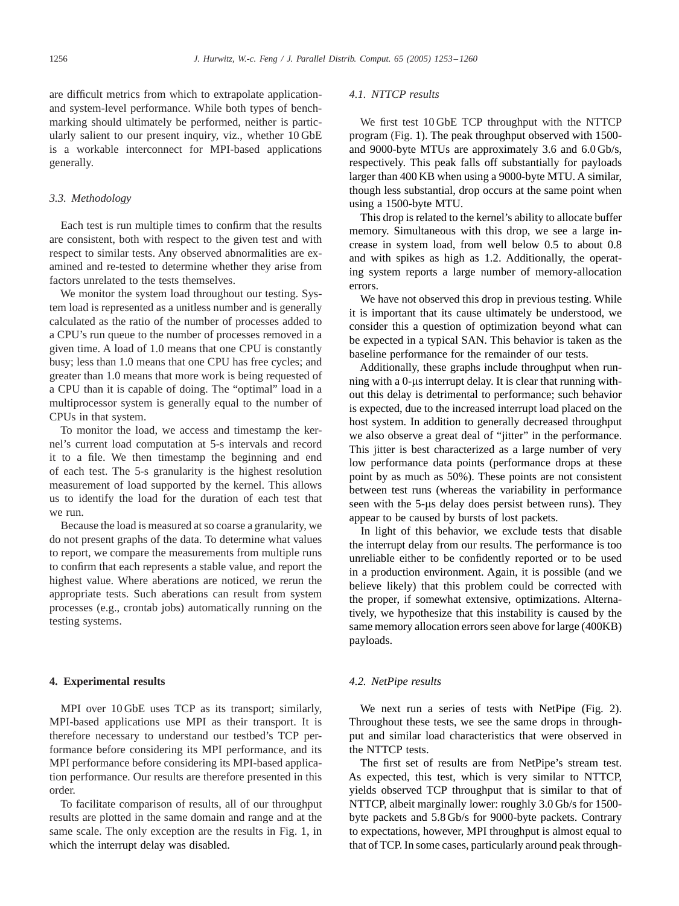are difficult metrics from which to extrapolate application- and system-level performance. While both types of benchmarking should ultimately be performed, neither is particularly salient to our present inquiry, viz., whether 10 GbE is a workable interconnect for MPI-based applications generally.

### 3.3. Methodology

Each test is run multiple times to confirm that the results are consistent, both with respect to the given test and with respect to similar tests. Any observed abnormalities are examined and re-tested to determine whether they arise from factors unrelated to the tests themselves.

We monitor the system load throughout our testing. System load is represented as a unitless number and is generally calculated as the ratio of the number of processes added to a CPU's run queue to the number of processes removed in a given time. A load of 1.0 means that one CPU is constantly busy; less than 1.0 means that one CPU has free cycles; and greater than 1.0 means that more work is being requested of a CPU than it is capable of doing. The "optimal" load in a multiprocessor system is generally equal to the number of CPUs in that system.

To monitor the load, we access and timestamp the kernel's current load computation at 5-s intervals and record it to a file. We then timestamp the beginning and end of each test. The 5-s granularity is the highest resolution measurement of load supported by the kernel. This allows us to identify the load for the duration of each test that we run.

Because the load is measured at so coarse a granularity, we do not present graphs of the data. To determine what values to report, we compare the measurements from multiple runs to confirm that each represents a stable value, and report the highest value. Where aberations are noticed, we rerun the appropriate tests. Such aberations can result from system processes (e.g., crontab jobs) automatically running on the testing systems.

## 4. Experimental results

MPI over 10 GbE uses TCP as its transport; similarly, MPI-based applications use MPI as their transport. It is therefore necessary to understand our testbed's TCP performance before considering its MPI performance, and its MPI performance before considering its MPI-based application performance. Our results are therefore presented in this order.

To facilitate comparison of results, all of our throughput results are plotted in the same domain and range and at the same scale. The only exception are the results in Fig. 1, in which the interrupt delay was disabled.

### 4.1. NTTCP results

We first test 10 GbE TCP throughput with the NTTCP program (Fig. 1). The peak throughput observed with 1500- and 9000-byte MTUs are approximately 3.6 and 6.0 Gb/s, respectively. This peak falls off substantially for payloads larger than 400 KB when using a 9000-byte MTU. A similar, though less substantial, drop occurs at the same point when using a 1500-byte MTU.

This drop is related to the kernel's ability to allocate buffer memory. Simultaneous with this drop, we see a large increase in system load, from well below 0.5 to about 0.8 and with spikes as high as 1.2. Additionally, the operating system reports a large number of memory-allocation errors.

We have not observed this drop in previous testing. While it is important that its cause ultimately be understood, we consider this a question of optimization beyond what can be expected in a typical SAN. This behavior is taken as the baseline performance for the remainder of our tests.

Additionally, these graphs include throughput when running with a 0-μs interrupt delay. It is clear that running without this delay is detrimental to performance; such behavior is expected, due to the increased interrupt load placed on the host system. In addition to generally decreased throughput we also observe a great deal of "jitter" in the performance. This jitter is best characterized as a large number of very low performance data points (performance drops at these point by as much as 50%). These points are not consistent between test runs (whereas the variability in performance seen with the 5-μs delay does persist between runs). They appear to be caused by bursts of lost packets.

In light of this behavior, we exclude tests that disable the interrupt delay from our results. The performance is too unreliable either to be confidently reported or to be used in a production environment. Again, it is possible (and we believe likely) that this problem could be corrected with the proper, if somewhat extensive, optimizations. Alternatively, we hypothesize that this instability is caused by the same memory allocation errors seen above for large (400KB) payloads.

### 4.2. NetPipe results

We next run a series of tests with NetPipe (Fig. 2). Throughout these tests, we see the same drops in throughput and similar load characteristics that were observed in the NTTCP tests.

The first set of results are from NetPipe's stream test. As expected, this test, which is very similar to NTTCP, yields observed TCP throughput that is similar to that of NTTCP, albeit marginally lower: roughly 3.0 Gb/s for 1500-byte packets and 5.8 Gb/s for 9000-byte packets. Contrary to expectations, however, MPI throughput is almost equal to that of TCP. In some cases, particularly around peak through-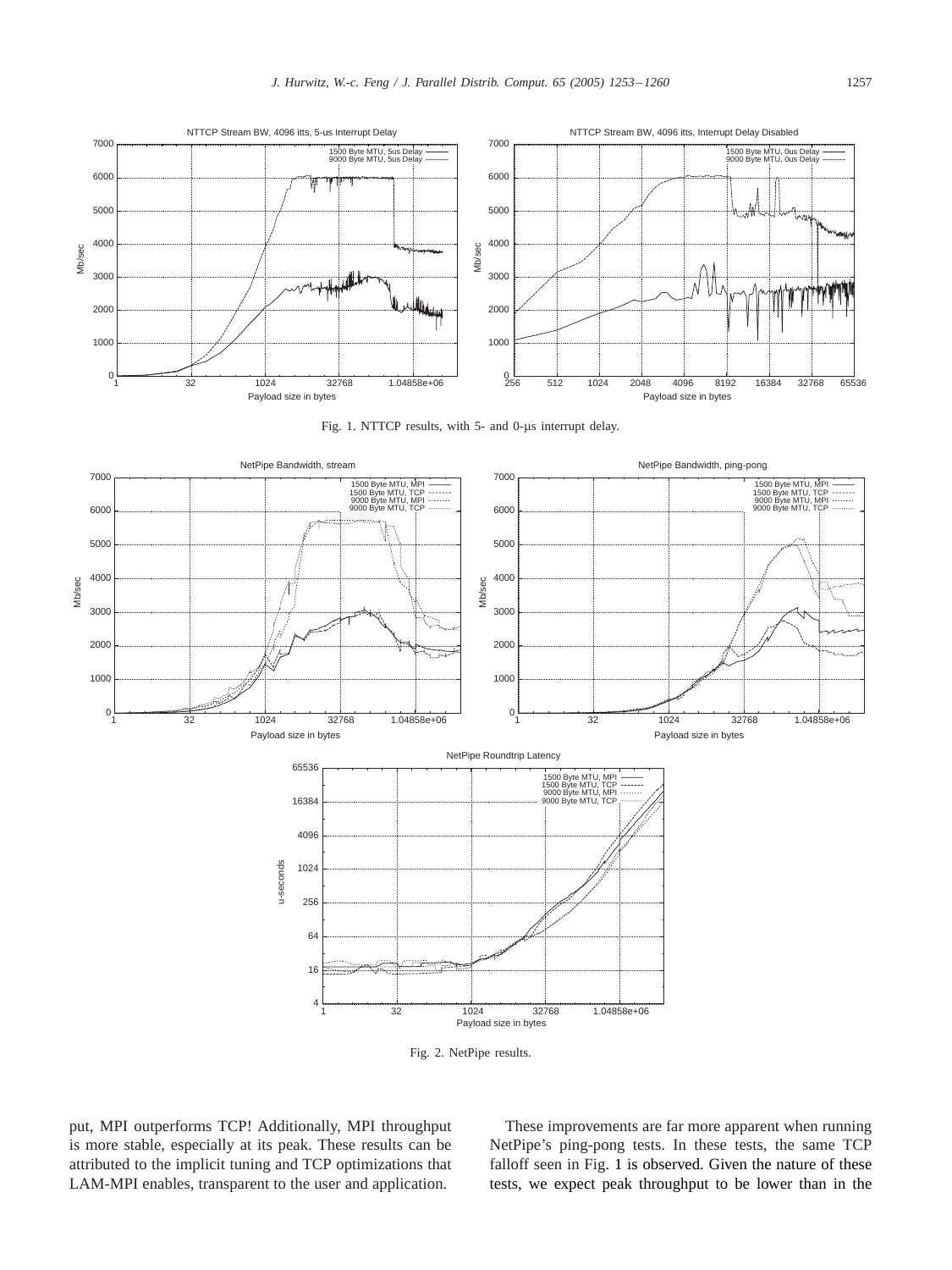Fig. 1. NTTCP results, with 5- and 0-μs interrupt delay.

Fig. 2. NetPipe results.

put, MPI outperforms TCP! Additionally, MPI throughput is more stable, especially at its peak. These results can be attributed to the implicit tuning and TCP optimizations that LAM-MPI enables, transparent to the user and application.

These improvements are far more apparent when running NetPipe's ping-pong tests. In these tests, the same TCP falloff seen in Fig. 1 is observed. Given the nature of these tests, we expect peak throughput to be lower than in the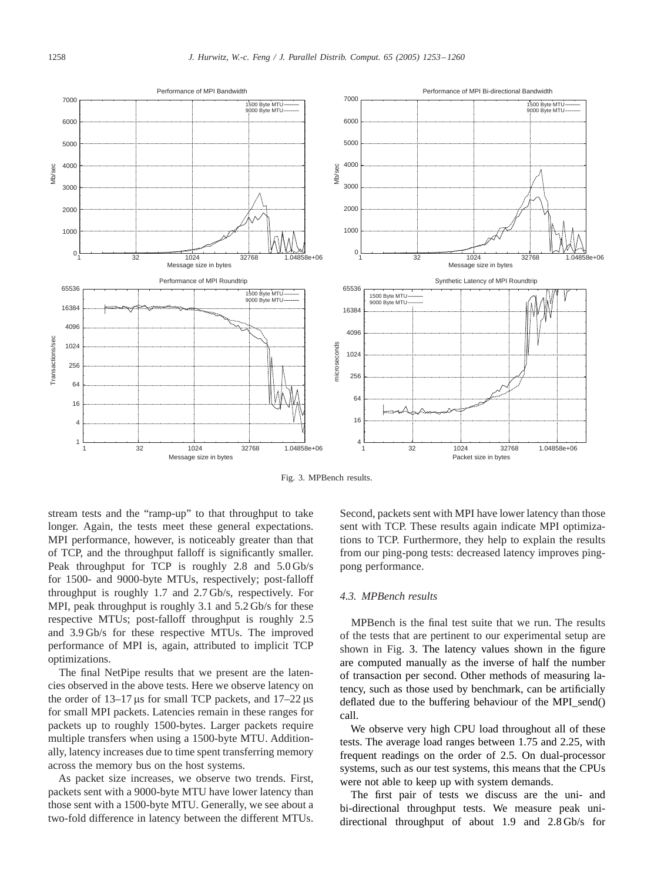Fig. 3. MPBench results.

stream tests and the "ramp-up" to that throughput to take longer. Again, the tests meet these general expectations. MPI performance, however, is noticeably greater than that of TCP, and the throughput falloff is significantly smaller. Peak throughput for TCP is roughly 2.8 and 5.0 Gb/s for 1500- and 9000-byte MTUs, respectively; post-falloff throughput is roughly 1.7 and 2.7 Gb/s, respectively. For MPI, peak throughput is roughly 3.1 and 5.2 Gb/s for these respective MTUs; post-falloff throughput is roughly 2.5 and 3.9 Gb/s for these respective MTUs. The improved performance of MPI is, again, attributed to implicit TCP optimizations.

The final NetPipe results that we present are the latencies observed in the above tests. Here we observe latency on the order of 13–17 μs for small TCP packets, and 17–22 μs for small MPI packets. Latencies remain in these ranges for packets up to roughly 1500-bytes. Larger packets require multiple transfers when using a 1500-byte MTU. Additionally, latency increases due to time spent transferring memory across the memory bus on the host systems.

As packet size increases, we observe two trends. First, packets sent with a 9000-byte MTU have lower latency than those sent with a 1500-byte MTU. Generally, we see about a two-fold difference in latency between the different MTUs. Second, packets sent with MPI have lower latency than those sent with TCP. These results again indicate MPI optimizations to TCP. Furthermore, they help to explain the results from our ping-pong tests: decreased latency improves ping-pong performance.

### 4.3. MPBench results

MPBench is the final test suite that we run. The results of the tests that are pertinent to our experimental setup are shown in Fig. 3. The latency values shown in the figure are computed manually as the inverse of half the number of transaction per second. Other methods of measuring latency, such as those used by benchmark, can be artificially deflated due to the buffering behaviour of the MPI_send() call.

We observe very high CPU load throughout all of these tests. The average load ranges between 1.75 and 2.25, with frequent readings on the order of 2.5. On dual-processor systems, such as our test systems, this means that the CPUs were not able to keep up with system demands.

The first pair of tests we discuss are the uni- and bi-directional throughput tests. We measure peak uni-directional throughput of about 1.9 and 2.8 Gb/s for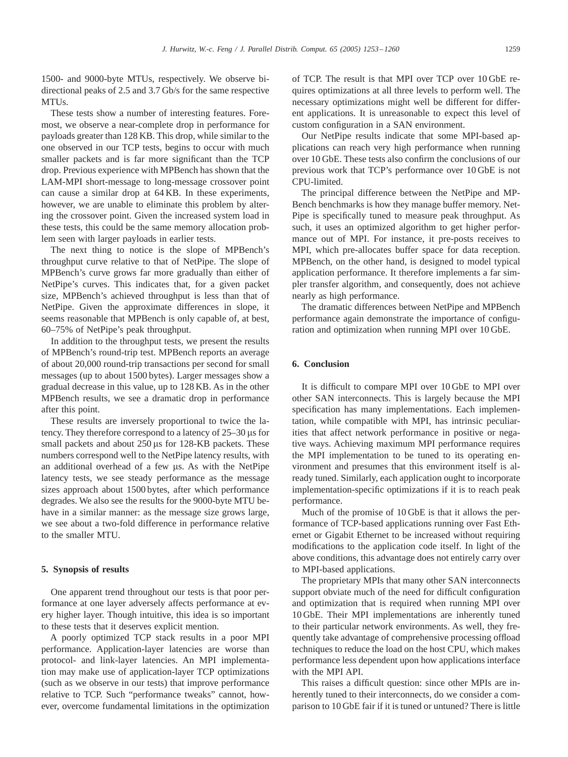1500- and 9000-byte MTUs, respectively. We observe bidirectional peaks of 2.5 and 3.7 Gb/s for the same respective MTUs.

These tests show a number of interesting features. Foremost, we observe a near-complete drop in performance for payloads greater than 128 KB. This drop, while similar to the one observed in our TCP tests, begins to occur with much smaller packets and is far more significant than the TCP drop. Previous experience with MPBench has shown that the LAM-MPI short-message to long-message crossover point can cause a similar drop at 64 KB. In these experiments, however, we are unable to eliminate this problem by altering the crossover point. Given the increased system load in these tests, this could be the same memory allocation problem seen with larger payloads in earlier tests.

The next thing to notice is the slope of MPBench's throughput curve relative to that of NetPipe. The slope of MPBench's curve grows far more gradually than either of NetPipe's curves. This indicates that, for a given packet size, MPBench's achieved throughput is less than that of NetPipe. Given the approximate differences in slope, it seems reasonable that MPBench is only capable of, at best, 60–75% of NetPipe's peak throughput.

In addition to the throughput tests, we present the results of MPBench's round-trip test. MPBench reports an average of about 20,000 round-trip transactions per second for small messages (up to about 1500 bytes). Larger messages show a gradual decrease in this value, up to 128 KB. As in the other MPBench results, we see a dramatic drop in performance after this point.

These results are inversely proportional to twice the latency. They therefore correspond to a latency of 25–30 μs for small packets and about 250 μs for 128-KB packets. These numbers correspond well to the NetPipe latency results, with an additional overhead of a few μs. As with the NetPipe latency tests, we see steady performance as the message sizes approach about 1500 bytes, after which performance degrades. We also see the results for the 9000-byte MTU behave in a similar manner: as the message size grows large, we see about a two-fold difference in performance relative to the smaller MTU.

## 5. Synopsis of results

One apparent trend throughout our tests is that poor performance at one layer adversely affects performance at every higher layer. Though intuitive, this idea is so important to these tests that it deserves explicit mention.

A poorly optimized TCP stack results in a poor MPI performance. Application-layer latencies are worse than protocol- and link-layer latencies. An MPI implementation may make use of application-layer TCP optimizations (such as we observe in our tests) that improve performance relative to TCP. Such "performance tweaks" cannot, however, overcome fundamental limitations in the optimization of TCP. The result is that MPI over TCP over 10 GbE requires optimizations at all three levels to perform well. The necessary optimizations might well be different for different applications. It is unreasonable to expect this level of custom configuration in a SAN environment.

Our NetPipe results indicate that some MPI-based applications can reach very high performance when running over 10 GbE. These tests also confirm the conclusions of our previous work that TCP's performance over 10 GbE is not CPU-limited.

The principal difference between the NetPipe and MPBench benchmarks is how they manage buffer memory. NetPipe is specifically tuned to measure peak throughput. As such, it uses an optimized algorithm to get higher performance out of MPI. For instance, it pre-posts receives to MPI, which pre-allocates buffer space for data reception. MPBench, on the other hand, is designed to model typical application performance. It therefore implements a far simpler transfer algorithm, and consequently, does not achieve nearly as high performance.

The dramatic differences between NetPipe and MPBench performance again demonstrate the importance of configuration and optimization when running MPI over 10 GbE.

## 6. Conclusion

It is difficult to compare MPI over 10 GbE to MPI over other SAN interconnects. This is largely because the MPI specification has many implementations. Each implementation, while compatible with MPI, has intrinsic peculiarities that affect network performance in positive or negative ways. Achieving maximum MPI performance requires the MPI implementation to be tuned to its operating environment and presumes that this environment itself is already tuned. Similarly, each application ought to incorporate implementation-specific optimizations if it is to reach peak performance.

Much of the promise of 10 GbE is that it allows the performance of TCP-based applications running over Fast Ethernet or Gigabit Ethernet to be increased without requiring modifications to the application code itself. In light of the above conditions, this advantage does not entirely carry over to MPI-based applications.

The proprietary MPIs that many other SAN interconnects support obviate much of the need for difficult configuration and optimization that is required when running MPI over 10 GbE. Their MPI implementations are inherently tuned to their particular network environments. As well, they frequently take advantage of comprehensive processing offload techniques to reduce the load on the host CPU, which makes performance less dependent upon how applications interface with the MPI API.

This raises a difficult question: since other MPIs are inherently tuned to their interconnects, do we consider a comparison to 10 GbE fair if it is tuned or untuned? There is little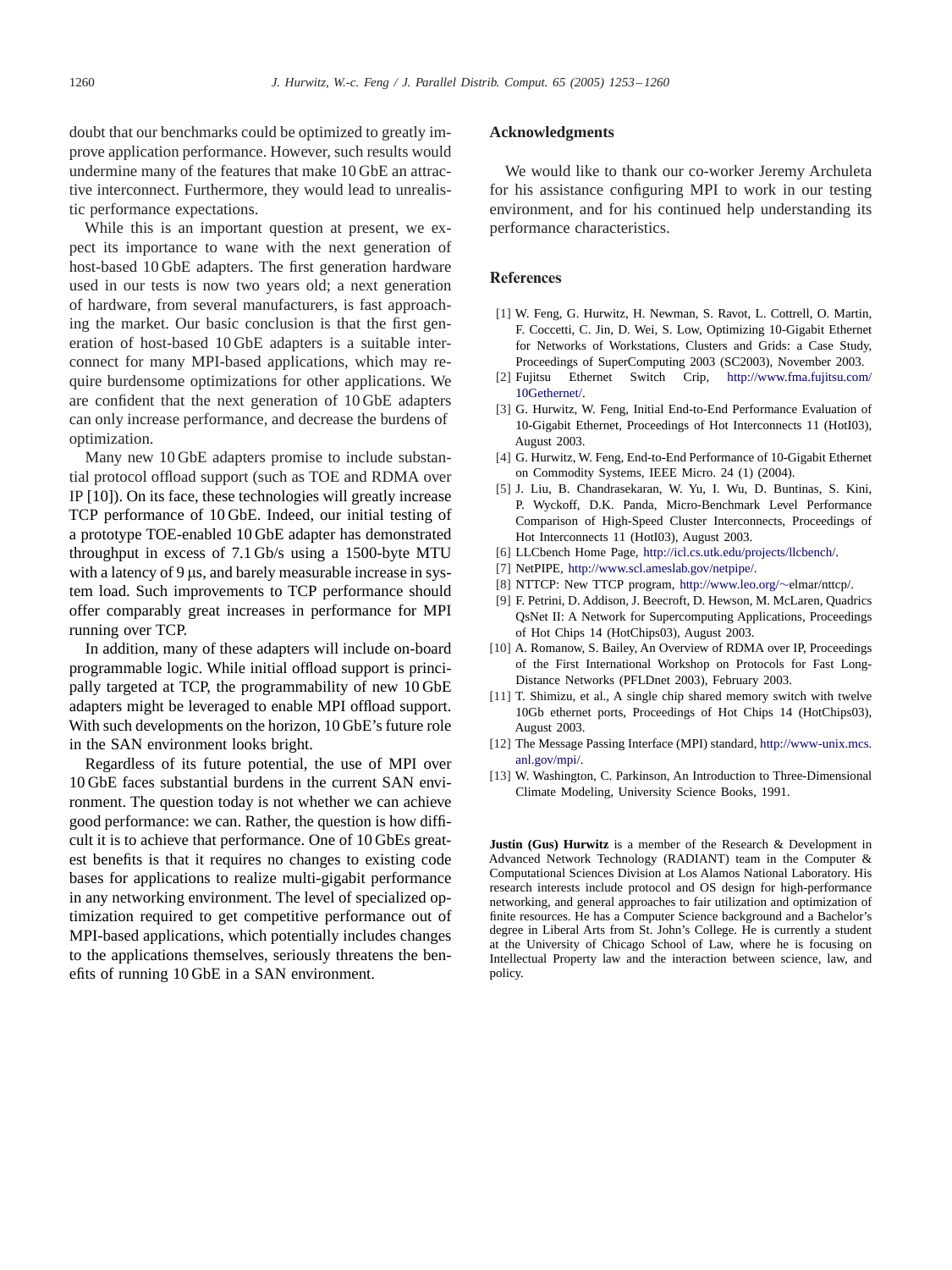doubt that our benchmarks could be optimized to greatly improve application performance. However, such results would undermine many of the features that make 10 GbE an attractive interconnect. Furthermore, they would lead to unrealistic performance expectations.

While this is an important question at present, we expect its importance to wane with the next generation of host-based 10 GbE adapters. The first generation hardware used in our tests is now two years old; a next generation of hardware, from several manufacturers, is fast approaching the market. Our basic conclusion is that the first generation of host-based 10 GbE adapters is a suitable interconnect for many MPI-based applications, which may require burdensome optimizations for other applications. We are confident that the next generation of 10 GbE adapters can only increase performance, and decrease the burdens of optimization.

Many new 10 GbE adapters promise to include substantial protocol offload support (such as TOE and RDMA over IP [10]). On its face, these technologies will greatly increase TCP performance of 10 GbE. Indeed, our initial testing of a prototype TOE-enabled 10 GbE adapter has demonstrated throughput in excess of 7.1 Gb/s using a 1500-byte MTU with a latency of 9 μs, and barely measurable increase in system load. Such improvements to TCP performance should offer comparably great increases in performance for MPI running over TCP.

In addition, many of these adapters will include on-board programmable logic. While initial offload support is principally targeted at TCP, the programmability of new 10 GbE adapters might be leveraged to enable MPI offload support. With such developments on the horizon, 10 GbE's future role in the SAN environment looks bright.

Regardless of its future potential, the use of MPI over 10 GbE faces substantial burdens in the current SAN environment. The question today is not whether we can achieve good performance: we can. Rather, the question is how difficult it is to achieve that performance. One of 10 GbEs greatest benefits is that it requires no changes to existing code bases for applications to realize multi-gigabit performance in any networking environment. The level of specialized optimization required to get competitive performance out of MPI-based applications, which potentially includes changes to the applications themselves, seriously threatens the benefits of running 10 GbE in a SAN environment.

## Acknowledgments

We would like to thank our co-worker Jeremy Archuleta for his assistance configuring MPI to work in our testing environment, and for his continued help understanding its performance characteristics.

## References

[1] W. Feng, G. Hurwitz, H. Newman, S. Ravot, L. Cottrell, O. Martin, F. Coccetti, C. Jin, D. Wei, S. Low, Optimizing 10-Gigabit Ethernet for Networks of Workstations, Clusters and Grids: a Case Study, Proceedings of SuperComputing 2003 (SC2003), November 2003.

[2] Fujitsu Ethernet Switch Crip, http://www.fma.fujitsu.com/10Gethernet/.

[3] G. Hurwitz, W. Feng, Initial End-to-End Performance Evaluation of 10-Gigabit Ethernet, Proceedings of Hot Interconnects 11 (HotI03), August 2003.

[4] G. Hurwitz, W. Feng, End-to-End Performance of 10-Gigabit Ethernet on Commodity Systems, IEEE Micro. 24 (1) (2004).

[5] J. Liu, B. Chandrasekaran, W. Yu, I. Wu, D. Buntinas, S. Kini, P. Wyckoff, D.K. Panda, Micro-Benchmark Level Performance Comparison of High-Speed Cluster Interconnects, Proceedings of Hot Interconnects 11 (HotI03), August 2003.

[6] LLCbench Home Page, http://icl.cs.utk.edu/projects/llcbench/.

[7] NetPIPE, http://www.scl.ameslab.gov/netpipe/.

[8] NTTCP: New TTCP program, http://www.leo.org/~elmar/nttcp/.

[9] F. Petrini, D. Addison, J. Beecroft, D. Hewson, M. McLaren, Quadrics QsNet II: A Network for Supercomputing Applications, Proceedings of Hot Chips 14 (HotChips03), August 2003.

[10] A. Romanow, S. Bailey, An Overview of RDMA over IP, Proceedings of the First International Workshop on Protocols for Fast Long-Distance Networks (PFLDnet 2003), February 2003.

[11] T. Shimizu, et al., A single chip shared memory switch with twelve 10Gb ethernet ports, Proceedings of Hot Chips 14 (HotChips03), August 2003.

[12] The Message Passing Interface (MPI) standard, http://www-unix.mcs.anl.gov/mpi/.

[13] W. Washington, C. Parkinson, An Introduction to Three-Dimensional Climate Modeling, University Science Books, 1991.

**Justin (Gus) Hurwitz** is a member of the Research & Development in Advanced Network Technology (RADIANT) team in the Computer & Computational Sciences Division at Los Alamos National Laboratory. His research interests include protocol and OS design for high-performance networking, and general approaches to fair utilization and optimization of finite resources. He has a Computer Science background and a Bachelor's degree in Liberal Arts from St. John's College. He is currently a student at the University of Chicago School of Law, where he is focusing on Intellectual Property law and the interaction between science, law, and policy.